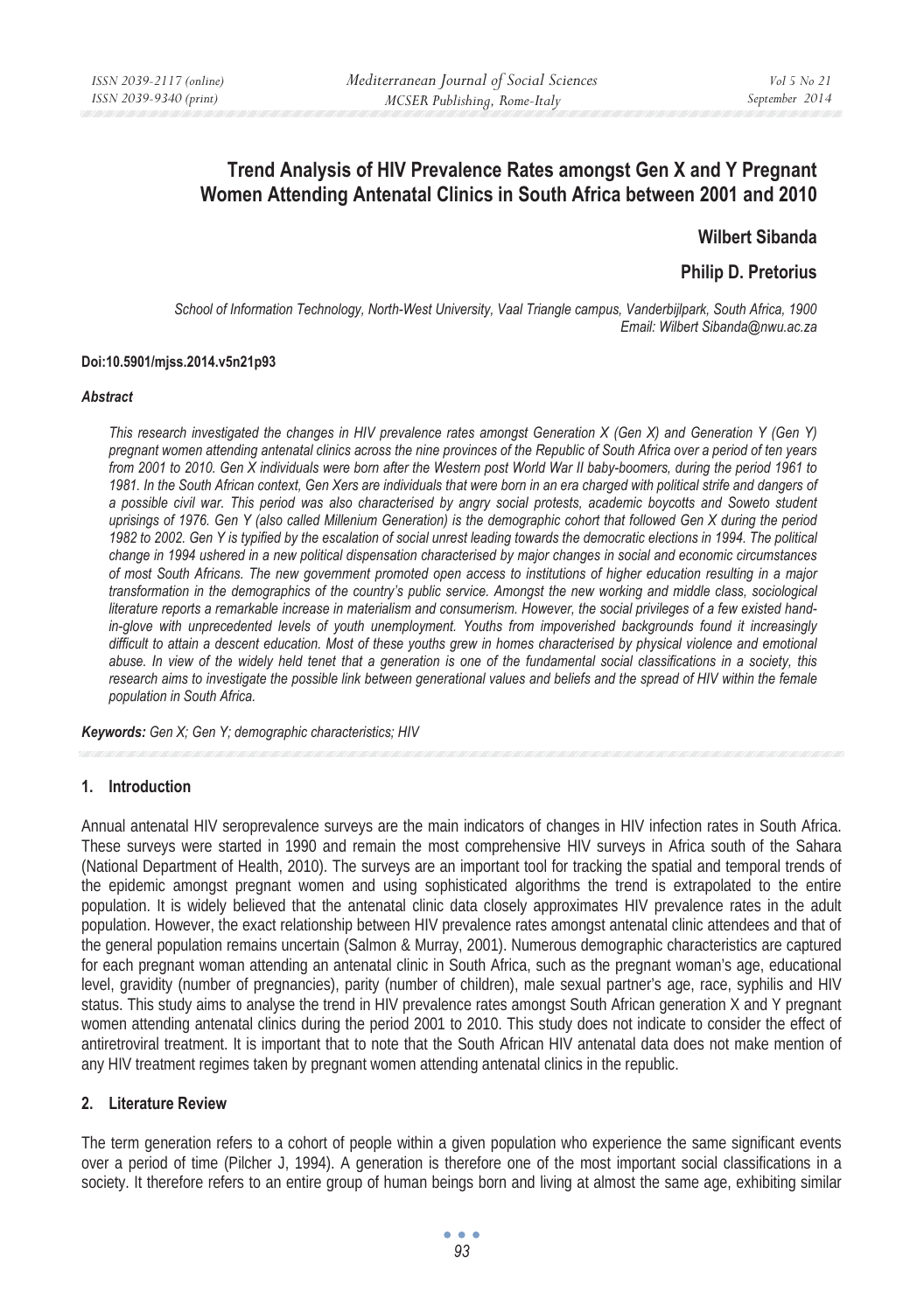# Trend Analysis of HIV Prevalence Rates amongst Gen X and Y Pregnant Women Attending Antenatal Clinics in South Africa between 2001 and 2010

**Wilbert Sibanda**

**Philip D. Pretorius**

*School of Information Technology, North-West University, Vaal Triangle campus, Vanderbijlpark, South Africa, 1900*
*Email: Wilbert Sibanda@nwu.ac.za*

**Doi:10.5901/mjss.2014.v5n21p93**

### *Abstract*

*This research investigated the changes in HIV prevalence rates amongst Generation X (Gen X) and Generation Y (Gen Y) pregnant women attending antenatal clinics across the nine provinces of the Republic of South Africa over a period of ten years from 2001 to 2010. Gen X individuals were born after the Western post World War II baby-boomers, during the period 1961 to 1981. In the South African context, Gen Xers are individuals that were born in an era charged with political strife and dangers of a possible civil war. This period was also characterised by angry social protests, academic boycotts and Soweto student uprisings of 1976. Gen Y (also called Millenium Generation) is the demographic cohort that followed Gen X during the period 1982 to 2002. Gen Y is typified by the escalation of social unrest leading towards the democratic elections in 1994. The political change in 1994 ushered in a new political dispensation characterised by major changes in social and economic circumstances of most South Africans. The new government promoted open access to institutions of higher education resulting in a major transformation in the demographics of the country's public service. Amongst the new working and middle class, sociological literature reports a remarkable increase in materialism and consumerism. However, the social privileges of a few existed hand-in-glove with unprecedented levels of youth unemployment. Youths from impoverished backgrounds found it increasingly difficult to attain a descent education. Most of these youths grew in homes characterised by physical violence and emotional abuse. In view of the widely held tenet that a generation is one of the fundamental social classifications in a society, this research aims to investigate the possible link between generational values and beliefs and the spread of HIV within the female population in South Africa.*

***Keywords:*** *Gen X; Gen Y; demographic characteristics; HIV*

## 1. Introduction

Annual antenatal HIV seroprevalence surveys are the main indicators of changes in HIV infection rates in South Africa. These surveys were started in 1990 and remain the most comprehensive HIV surveys in Africa south of the Sahara (National Department of Health, 2010). The surveys are an important tool for tracking the spatial and temporal trends of the epidemic amongst pregnant women and using sophisticated algorithms the trend is extrapolated to the entire population. It is widely believed that the antenatal clinic data closely approximates HIV prevalence rates in the adult population. However, the exact relationship between HIV prevalence rates amongst antenatal clinic attendees and that of the general population remains uncertain (Salmon & Murray, 2001). Numerous demographic characteristics are captured for each pregnant woman attending an antenatal clinic in South Africa, such as the pregnant woman's age, educational level, gravidity (number of pregnancies), parity (number of children), male sexual partner's age, race, syphilis and HIV status. This study aims to analyse the trend in HIV prevalence rates amongst South African generation X and Y pregnant women attending antenatal clinics during the period 2001 to 2010. This study does not indicate to consider the effect of antiretroviral treatment. It is important that to note that the South African HIV antenatal data does not make mention of any HIV treatment regimes taken by pregnant women attending antenatal clinics in the republic.

## 2. Literature Review

The term generation refers to a cohort of people within a given population who experience the same significant events over a period of time (Pilcher J, 1994). A generation is therefore one of the most important social classifications in a society. It therefore refers to an entire group of human beings born and living at almost the same age, exhibiting similar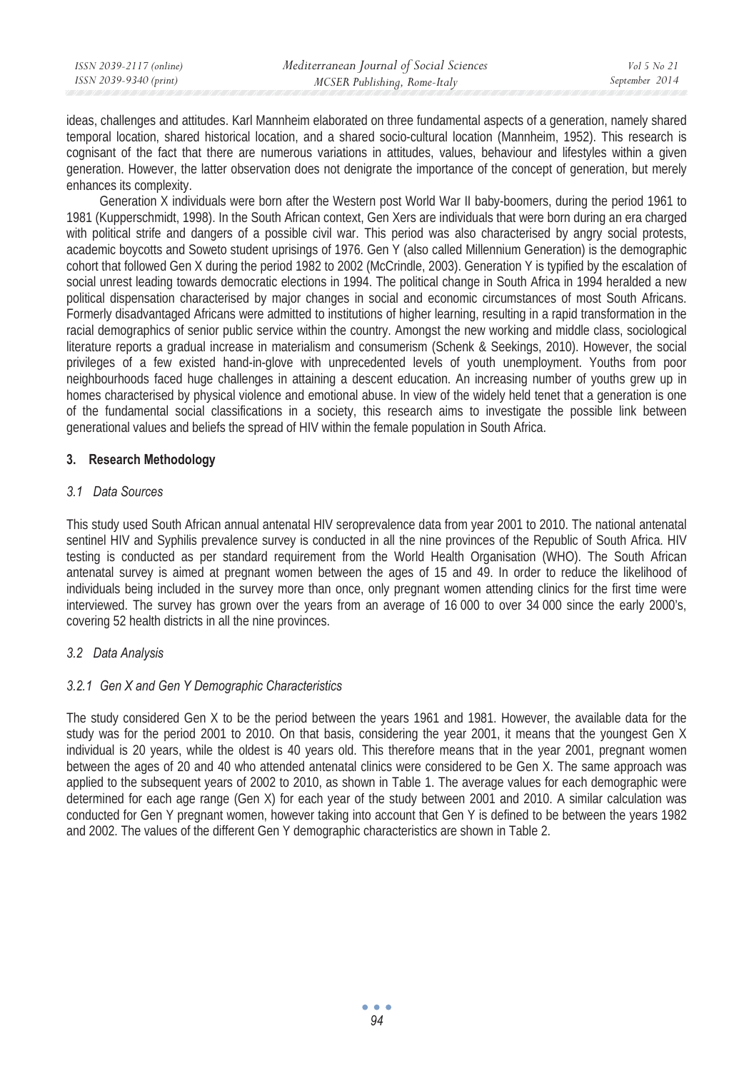ideas, challenges and attitudes. Karl Mannheim elaborated on three fundamental aspects of a generation, namely shared temporal location, shared historical location, and a shared socio-cultural location (Mannheim, 1952). This research is cognisant of the fact that there are numerous variations in attitudes, values, behaviour and lifestyles within a given generation. However, the latter observation does not denigrate the importance of the concept of generation, but merely enhances its complexity.

Generation X individuals were born after the Western post World War II baby-boomers, during the period 1961 to 1981 (Kupperschmidt, 1998). In the South African context, Gen Xers are individuals that were born during an era charged with political strife and dangers of a possible civil war. This period was also characterised by angry social protests, academic boycotts and Soweto student uprisings of 1976. Gen Y (also called Millennium Generation) is the demographic cohort that followed Gen X during the period 1982 to 2002 (McCrindle, 2003). Generation Y is typified by the escalation of social unrest leading towards democratic elections in 1994. The political change in South Africa in 1994 heralded a new political dispensation characterised by major changes in social and economic circumstances of most South Africans. Formerly disadvantaged Africans were admitted to institutions of higher learning, resulting in a rapid transformation in the racial demographics of senior public service within the country. Amongst the new working and middle class, sociological literature reports a gradual increase in materialism and consumerism (Schenk & Seekings, 2010). However, the social privileges of a few existed hand-in-glove with unprecedented levels of youth unemployment. Youths from poor neighbourhoods faced huge challenges in attaining a descent education. An increasing number of youths grew up in homes characterised by physical violence and emotional abuse. In view of the widely held tenet that a generation is one of the fundamental social classifications in a society, this research aims to investigate the possible link between generational values and beliefs the spread of HIV within the female population in South Africa.

## 3. Research Methodology

### *3.1 Data Sources*

This study used South African annual antenatal HIV seroprevalence data from year 2001 to 2010. The national antenatal sentinel HIV and Syphilis prevalence survey is conducted in all the nine provinces of the Republic of South Africa. HIV testing is conducted as per standard requirement from the World Health Organisation (WHO). The South African antenatal survey is aimed at pregnant women between the ages of 15 and 49. In order to reduce the likelihood of individuals being included in the survey more than once, only pregnant women attending clinics for the first time were interviewed. The survey has grown over the years from an average of 16 000 to over 34 000 since the early 2000's, covering 52 health districts in all the nine provinces.

### *3.2 Data Analysis*

#### *3.2.1 Gen X and Gen Y Demographic Characteristics*

The study considered Gen X to be the period between the years 1961 and 1981. However, the available data for the study was for the period 2001 to 2010. On that basis, considering the year 2001, it means that the youngest Gen X individual is 20 years, while the oldest is 40 years old. This therefore means that in the year 2001, pregnant women between the ages of 20 and 40 who attended antenatal clinics were considered to be Gen X. The same approach was applied to the subsequent years of 2002 to 2010, as shown in Table 1. The average values for each demographic were determined for each age range (Gen X) for each year of the study between 2001 and 2010. A similar calculation was conducted for Gen Y pregnant women, however taking into account that Gen Y is defined to be between the years 1982 and 2002. The values of the different Gen Y demographic characteristics are shown in Table 2.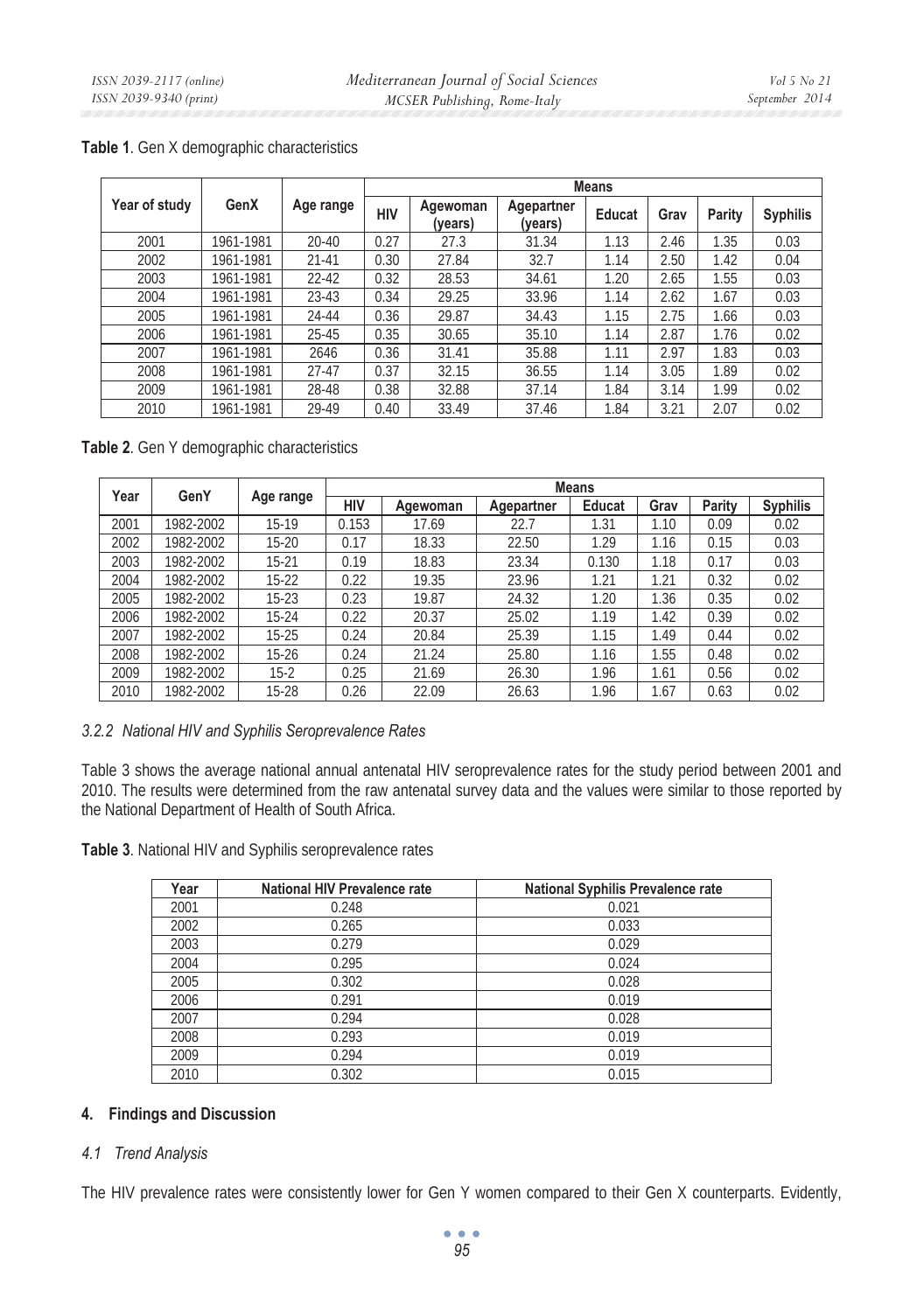**Table 1**. Gen X demographic characteristics

| Year of study | GenX | Age range | Means | | | | | | |
|---|---|---|---|---|---|---|---|---|---|
| | | | HIV | Agewoman (years) | Agepartner (years) | Educat | Grav | Parity | Syphilis |
| 2001 | 1961-1981 | 20-40 | 0.27 | 27.3 | 31.34 | 1.13 | 2.46 | 1.35 | 0.03 |
| 2002 | 1961-1981 | 21-41 | 0.30 | 27.84 | 32.7 | 1.14 | 2.50 | 1.42 | 0.04 |
| 2003 | 1961-1981 | 22-42 | 0.32 | 28.53 | 34.61 | 1.20 | 2.65 | 1.55 | 0.03 |
| 2004 | 1961-1981 | 23-43 | 0.34 | 29.25 | 33.96 | 1.14 | 2.62 | 1.67 | 0.03 |
| 2005 | 1961-1981 | 24-44 | 0.36 | 29.87 | 34.43 | 1.15 | 2.75 | 1.66 | 0.03 |
| 2006 | 1961-1981 | 25-45 | 0.35 | 30.65 | 35.10 | 1.14 | 2.87 | 1.76 | 0.02 |
| 2007 | 1961-1981 | 2646 | 0.36 | 31.41 | 35.88 | 1.11 | 2.97 | 1.83 | 0.03 |
| 2008 | 1961-1981 | 27-47 | 0.37 | 32.15 | 36.55 | 1.14 | 3.05 | 1.89 | 0.02 |
| 2009 | 1961-1981 | 28-48 | 0.38 | 32.88 | 37.14 | 1.84 | 3.14 | 1.99 | 0.02 |
| 2010 | 1961-1981 | 29-49 | 0.40 | 33.49 | 37.46 | 1.84 | 3.21 | 2.07 | 0.02 |

**Table 2**. Gen Y demographic characteristics

| Year | GenY | Age range | Means | | | | | | |
|---|---|---|---|---|---|---|---|---|---|
| | | | HIV | Agewoman | Agepartner | Educat | Grav | Parity | Syphilis |
| 2001 | 1982-2002 | 15-19 | 0.153 | 17.69 | 22.7 | 1.31 | 1.10 | 0.09 | 0.02 |
| 2002 | 1982-2002 | 15-20 | 0.17 | 18.33 | 22.50 | 1.29 | 1.16 | 0.15 | 0.03 |
| 2003 | 1982-2002 | 15-21 | 0.19 | 18.83 | 23.34 | 0.130 | 1.18 | 0.17 | 0.03 |
| 2004 | 1982-2002 | 15-22 | 0.22 | 19.35 | 23.96 | 1.21 | 1.21 | 0.32 | 0.02 |
| 2005 | 1982-2002 | 15-23 | 0.23 | 19.87 | 24.32 | 1.20 | 1.36 | 0.35 | 0.02 |
| 2006 | 1982-2002 | 15-24 | 0.22 | 20.37 | 25.02 | 1.19 | 1.42 | 0.39 | 0.02 |
| 2007 | 1982-2002 | 15-25 | 0.24 | 20.84 | 25.39 | 1.15 | 1.49 | 0.44 | 0.02 |
| 2008 | 1982-2002 | 15-26 | 0.24 | 21.24 | 25.80 | 1.16 | 1.55 | 0.48 | 0.02 |
| 2009 | 1982-2002 | 15-2 | 0.25 | 21.69 | 26.30 | 1.96 | 1.61 | 0.56 | 0.02 |
| 2010 | 1982-2002 | 15-28 | 0.26 | 22.09 | 26.63 | 1.96 | 1.67 | 0.63 | 0.02 |

### *3.2.2 National HIV and Syphilis Seroprevalence Rates*

Table 3 shows the average national annual antenatal HIV seroprevalence rates for the study period between 2001 and 2010. The results were determined from the raw antenatal survey data and the values were similar to those reported by the National Department of Health of South Africa.

**Table 3**. National HIV and Syphilis seroprevalence rates

| Year | National HIV Prevalence rate | National Syphilis Prevalence rate |
|---|---|---|
| 2001 | 0.248 | 0.021 |
| 2002 | 0.265 | 0.033 |
| 2003 | 0.279 | 0.029 |
| 2004 | 0.295 | 0.024 |
| 2005 | 0.302 | 0.028 |
| 2006 | 0.291 | 0.019 |
| 2007 | 0.294 | 0.028 |
| 2008 | 0.293 | 0.019 |
| 2009 | 0.294 | 0.019 |
| 2010 | 0.302 | 0.015 |

## 4. Findings and Discussion

### *4.1 Trend Analysis*

The HIV prevalence rates were consistently lower for Gen Y women compared to their Gen X counterparts. Evidently,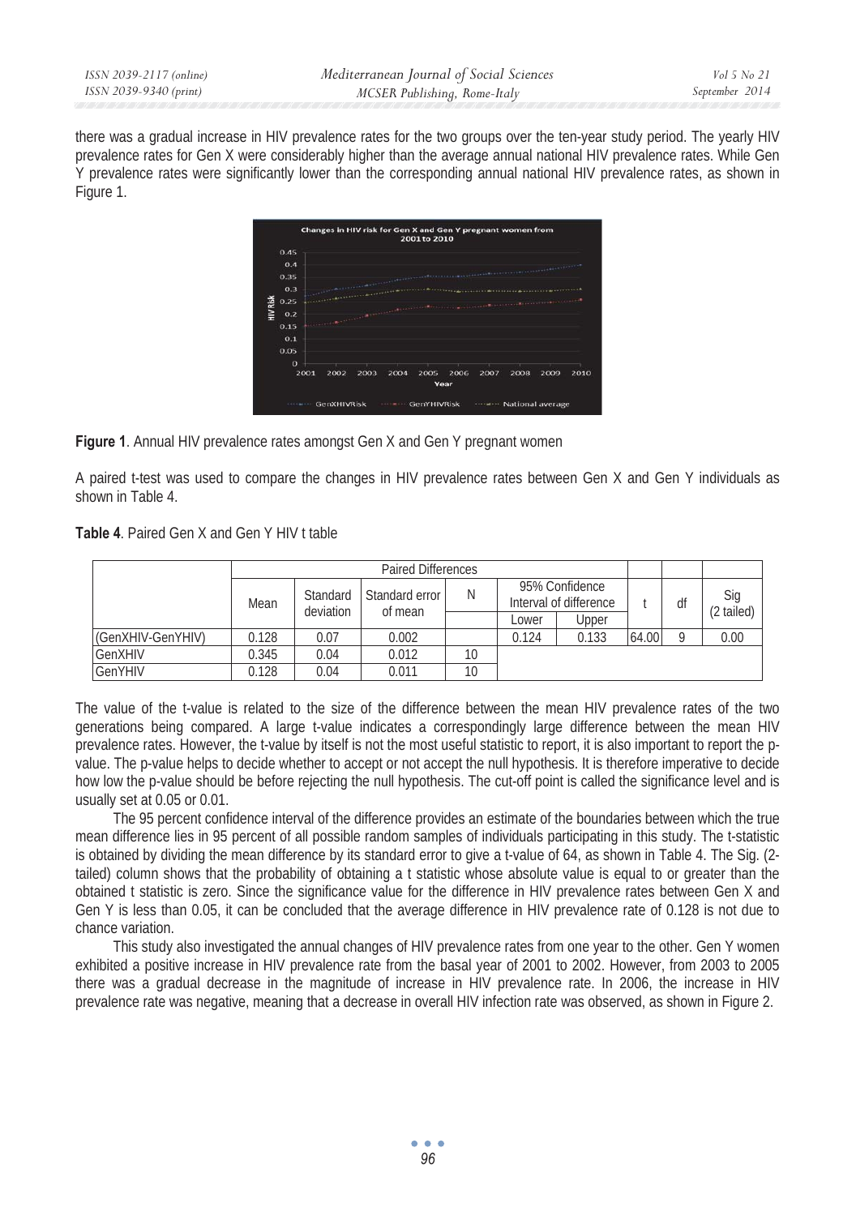there was a gradual increase in HIV prevalence rates for the two groups over the ten-year study period. The yearly HIV prevalence rates for Gen X were considerably higher than the average annual national HIV prevalence rates. While Gen Y prevalence rates were significantly lower than the corresponding annual national HIV prevalence rates, as shown in Figure 1.

**Figure 1**. Annual HIV prevalence rates amongst Gen X and Gen Y pregnant women

A paired t-test was used to compare the changes in HIV prevalence rates between Gen X and Gen Y individuals as shown in Table 4.

**Table 4**. Paired Gen X and Gen Y HIV t table

| | Paired Differences | | | | | | t | df | Sig (2 tailed) |
|---|---|---|---|---|---|---|---|---|---|
| | Mean | Standard deviation | Standard error of mean | N | 95% Confidence Interval of difference | | | | |
| | | | | | Lower | Upper | | | |
| (GenXHIV-GenYHIV) | 0.128 | 0.07 | 0.002 | | 0.124 | 0.133 | 64.00 | 9 | 0.00 |
| GenXHIV | 0.345 | 0.04 | 0.012 | 10 | | | | | |
| GenYHIV | 0.128 | 0.04 | 0.011 | 10 | | | | | |

The value of the t-value is related to the size of the difference between the mean HIV prevalence rates of the two generations being compared. A large t-value indicates a correspondingly large difference between the mean HIV prevalence rates. However, the t-value by itself is not the most useful statistic to report, it is also important to report the p-value. The p-value helps to decide whether to accept or not accept the null hypothesis. It is therefore imperative to decide how low the p-value should be before rejecting the null hypothesis. The cut-off point is called the significance level and is usually set at 0.05 or 0.01.

The 95 percent confidence interval of the difference provides an estimate of the boundaries between which the true mean difference lies in 95 percent of all possible random samples of individuals participating in this study. The t-statistic is obtained by dividing the mean difference by its standard error to give a t-value of 64, as shown in Table 4. The Sig. (2-tailed) column shows that the probability of obtaining a t statistic whose absolute value is equal to or greater than the obtained t statistic is zero. Since the significance value for the difference in HIV prevalence rates between Gen X and Gen Y is less than 0.05, it can be concluded that the average difference in HIV prevalence rate of 0.128 is not due to chance variation.

This study also investigated the annual changes of HIV prevalence rates from one year to the other. Gen Y women exhibited a positive increase in HIV prevalence rate from the basal year of 2001 to 2002. However, from 2003 to 2005 there was a gradual decrease in the magnitude of increase in HIV prevalence rate. In 2006, the increase in HIV prevalence rate was negative, meaning that a decrease in overall HIV infection rate was observed, as shown in Figure 2.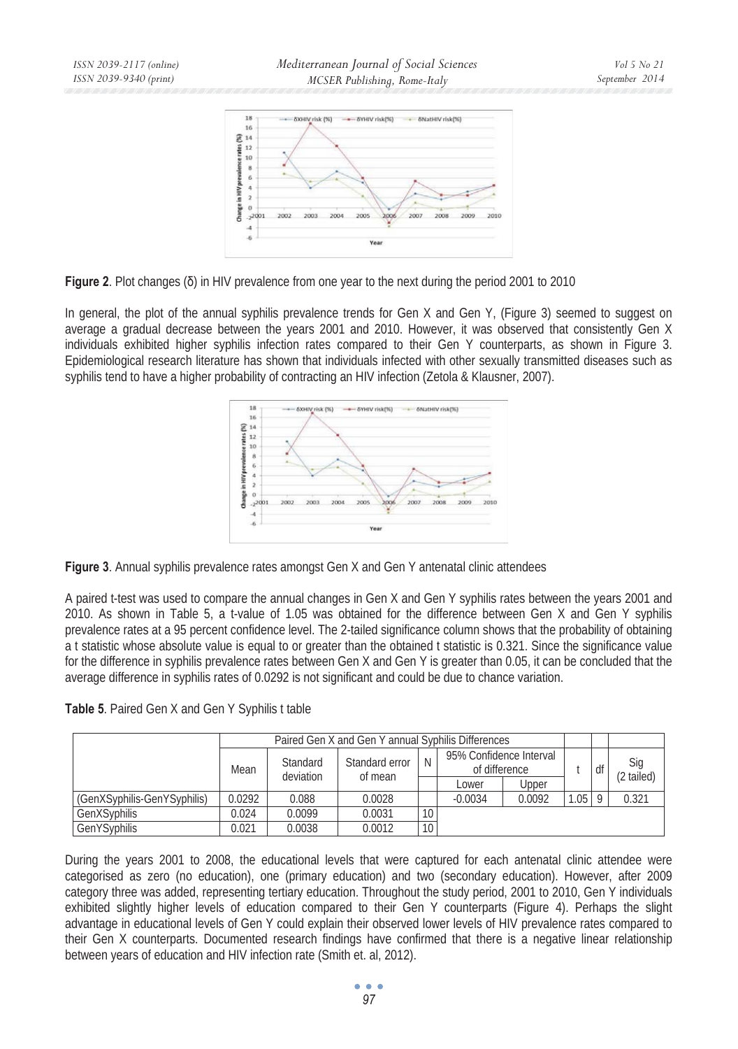**Figure 2**. Plot changes (δ) in HIV prevalence from one year to the next during the period 2001 to 2010

In general, the plot of the annual syphilis prevalence trends for Gen X and Gen Y, (Figure 3) seemed to suggest on average a gradual decrease between the years 2001 and 2010. However, it was observed that consistently Gen X individuals exhibited higher syphilis infection rates compared to their Gen Y counterparts, as shown in Figure 3. Epidemiological research literature has shown that individuals infected with other sexually transmitted diseases such as syphilis tend to have a higher probability of contracting an HIV infection (Zetola & Klausner, 2007).

**Figure 3**. Annual syphilis prevalence rates amongst Gen X and Gen Y antenatal clinic attendees

A paired t-test was used to compare the annual changes in Gen X and Gen Y syphilis rates between the years 2001 and 2010. As shown in Table 5, a t-value of 1.05 was obtained for the difference between Gen X and Gen Y syphilis prevalence rates at a 95 percent confidence level. The 2-tailed significance column shows that the probability of obtaining a t statistic whose absolute value is equal to or greater than the obtained t statistic is 0.321. Since the significance value for the difference in syphilis prevalence rates between Gen X and Gen Y is greater than 0.05, it can be concluded that the average difference in syphilis rates of 0.0292 is not significant and could be due to chance variation.

**Table 5**. Paired Gen X and Gen Y Syphilis t table

| | Paired Gen X and Gen Y annual Syphilis Differences | | | | | | | | |
|---|---|---|---|---|---|---|---|---|---|
| | Mean | Standard deviation | Standard error of mean | N | 95% Confidence Interval of difference | | t | df | Sig (2 tailed) |
| | | | | | Lower | Upper | | | |
| (GenXSyphilis-GenYSyphilis) | 0.0292 | 0.088 | 0.0028 | | -0.0034 | 0.0092 | 1.05 | 9 | 0.321 |
| GenXSyphilis | 0.024 | 0.0099 | 0.0031 | 10 | | | | | |
| GenYSyphilis | 0.021 | 0.0038 | 0.0012 | 10 | | | | | |

During the years 2001 to 2008, the educational levels that were captured for each antenatal clinic attendee were categorised as zero (no education), one (primary education) and two (secondary education). However, after 2009 category three was added, representing tertiary education. Throughout the study period, 2001 to 2010, Gen Y individuals exhibited slightly higher levels of education compared to their Gen Y counterparts (Figure 4). Perhaps the slight advantage in educational levels of Gen Y could explain their observed lower levels of HIV prevalence rates compared to their Gen X counterparts. Documented research findings have confirmed that there is a negative linear relationship between years of education and HIV infection rate (Smith et. al, 2012).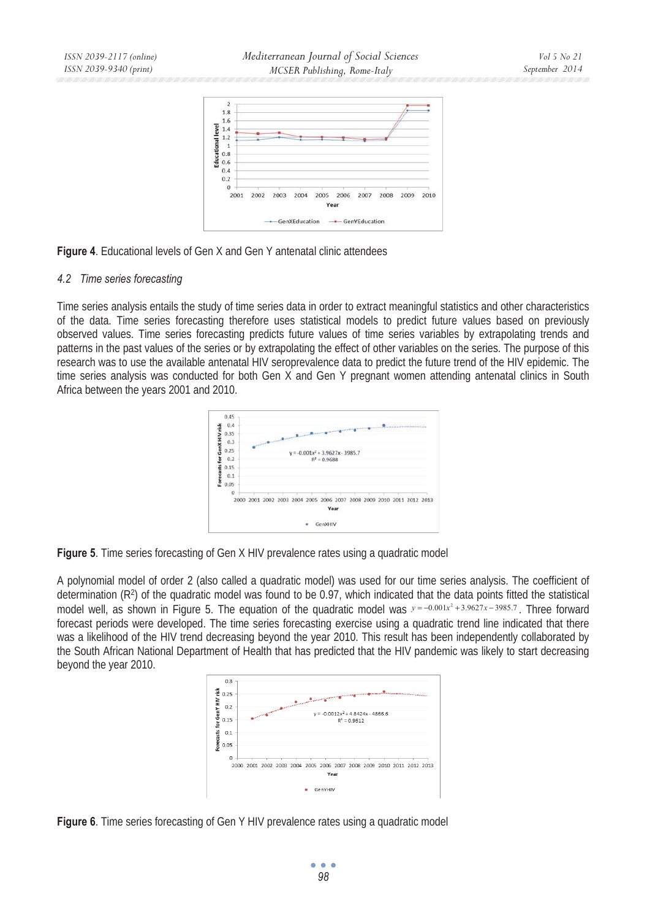**Figure 4**. Educational levels of Gen X and Gen Y antenatal clinic attendees

### *4.2 Time series forecasting*

Time series analysis entails the study of time series data in order to extract meaningful statistics and other characteristics of the data. Time series forecasting therefore uses statistical models to predict future values based on previously observed values. Time series forecasting predicts future values of time series variables by extrapolating trends and patterns in the past values of the series or by extrapolating the effect of other variables on the series. The purpose of this research was to use the available antenatal HIV seroprevalence data to predict the future trend of the HIV epidemic. The time series analysis was conducted for both Gen X and Gen Y pregnant women attending antenatal clinics in South Africa between the years 2001 and 2010.

**Figure 5**. Time series forecasting of Gen X HIV prevalence rates using a quadratic model

A polynomial model of order 2 (also called a quadratic model) was used for our time series analysis. The coefficient of determination ($R^2$) of the quadratic model was found to be 0.97, which indicated that the data points fitted the statistical model well, as shown in Figure 5. The equation of the quadratic model was $y = -0.001x^2 + 3.9627x - 3985.7$. Three forward forecast periods were developed. The time series forecasting exercise using a quadratic trend line indicated that there was a likelihood of the HIV trend decreasing beyond the year 2010. This result has been independently collaborated by the South African National Department of Health that has predicted that the HIV pandemic was likely to start decreasing beyond the year 2010.

**Figure 6**. Time series forecasting of Gen Y HIV prevalence rates using a quadratic model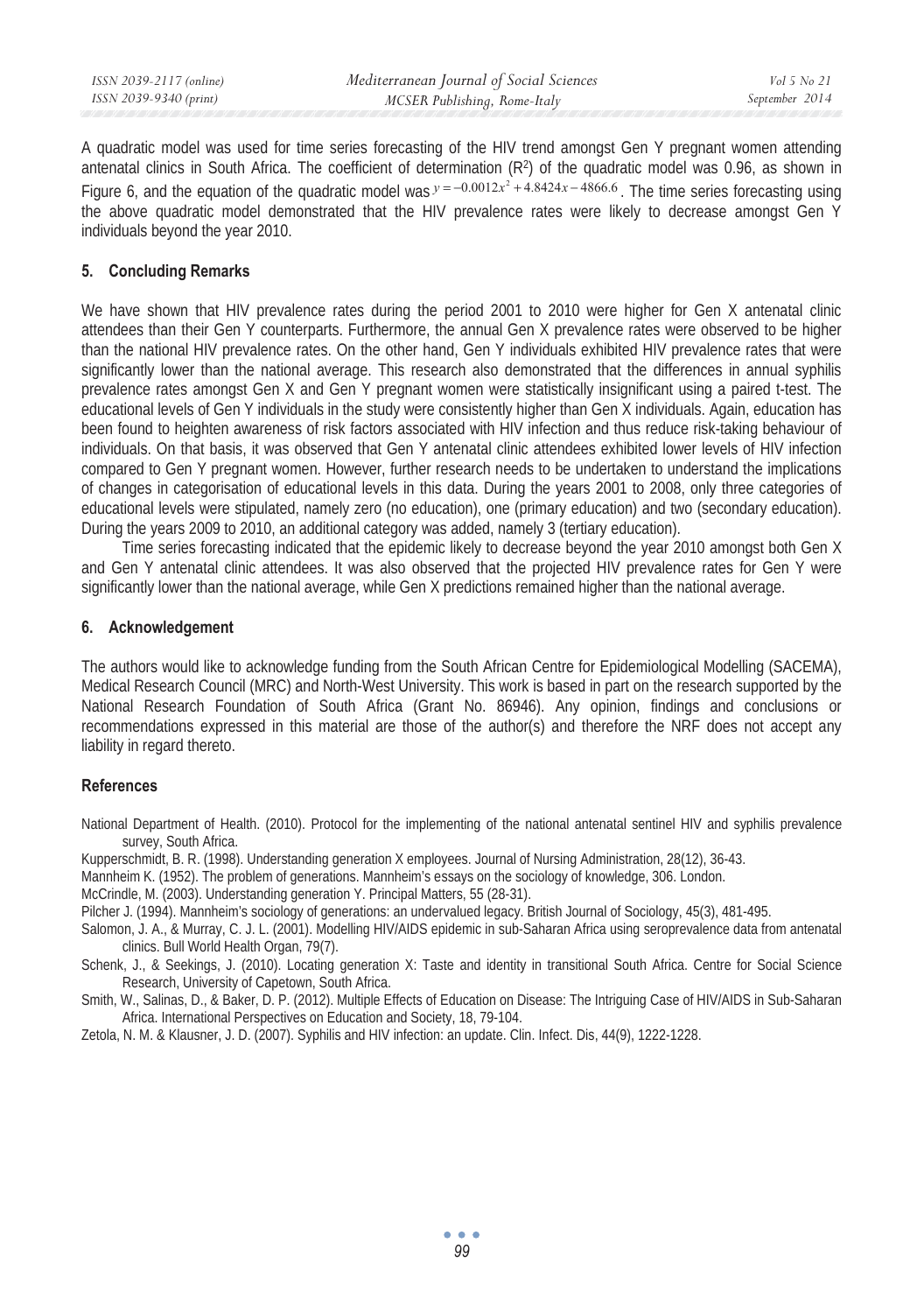A quadratic model was used for time series forecasting of the HIV trend amongst Gen Y pregnant women attending antenatal clinics in South Africa. The coefficient of determination ($R^2$) of the quadratic model was 0.96, as shown in Figure 6, and the equation of the quadratic model was $y = -0.0012x^2 + 4.8424x - 4866.6$. The time series forecasting using the above quadratic model demonstrated that the HIV prevalence rates were likely to decrease amongst Gen Y individuals beyond the year 2010.

## 5. Concluding Remarks

We have shown that HIV prevalence rates during the period 2001 to 2010 were higher for Gen X antenatal clinic attendees than their Gen Y counterparts. Furthermore, the annual Gen X prevalence rates were observed to be higher than the national HIV prevalence rates. On the other hand, Gen Y individuals exhibited HIV prevalence rates that were significantly lower than the national average. This research also demonstrated that the differences in annual syphilis prevalence rates amongst Gen X and Gen Y pregnant women were statistically insignificant using a paired t-test. The educational levels of Gen Y individuals in the study were consistently higher than Gen X individuals. Again, education has been found to heighten awareness of risk factors associated with HIV infection and thus reduce risk-taking behaviour of individuals. On that basis, it was observed that Gen Y antenatal clinic attendees exhibited lower levels of HIV infection compared to Gen Y pregnant women. However, further research needs to be undertaken to understand the implications of changes in categorisation of educational levels in this data. During the years 2001 to 2008, only three categories of educational levels were stipulated, namely zero (no education), one (primary education) and two (secondary education). During the years 2009 to 2010, an additional category was added, namely 3 (tertiary education).

Time series forecasting indicated that the epidemic likely to decrease beyond the year 2010 amongst both Gen X and Gen Y antenatal clinic attendees. It was also observed that the projected HIV prevalence rates for Gen Y were significantly lower than the national average, while Gen X predictions remained higher than the national average.

## 6. Acknowledgement

The authors would like to acknowledge funding from the South African Centre for Epidemiological Modelling (SACEMA), Medical Research Council (MRC) and North-West University. This work is based in part on the research supported by the National Research Foundation of South Africa (Grant No. 86946). Any opinion, findings and conclusions or recommendations expressed in this material are those of the author(s) and therefore the NRF does not accept any liability in regard thereto.

## References

National Department of Health. (2010). Protocol for the implementing of the national antenatal sentinel HIV and syphilis prevalence survey, South Africa.

Kupperschmidt, B. R. (1998). Understanding generation X employees. Journal of Nursing Administration, 28(12), 36-43.

Mannheim K. (1952). The problem of generations. Mannheim's essays on the sociology of knowledge, 306. London.

McCrindle, M. (2003). Understanding generation Y. Principal Matters, 55 (28-31).

Pilcher J. (1994). Mannheim's sociology of generations: an undervalued legacy. British Journal of Sociology, 45(3), 481-495.

Salomon, J. A., & Murray, C. J. L. (2001). Modelling HIV/AIDS epidemic in sub-Saharan Africa using seroprevalence data from antenatal clinics. Bull World Health Organ, 79(7).

Schenk, J., & Seekings, J. (2010). Locating generation X: Taste and identity in transitional South Africa. Centre for Social Science Research, University of Capetown, South Africa.

Smith, W., Salinas, D., & Baker, D. P. (2012). Multiple Effects of Education on Disease: The Intriguing Case of HIV/AIDS in Sub-Saharan Africa. International Perspectives on Education and Society, 18, 79-104.

Zetola, N. M. & Klausner, J. D. (2007). Syphilis and HIV infection: an update. Clin. Infect. Dis, 44(9), 1222-1228.